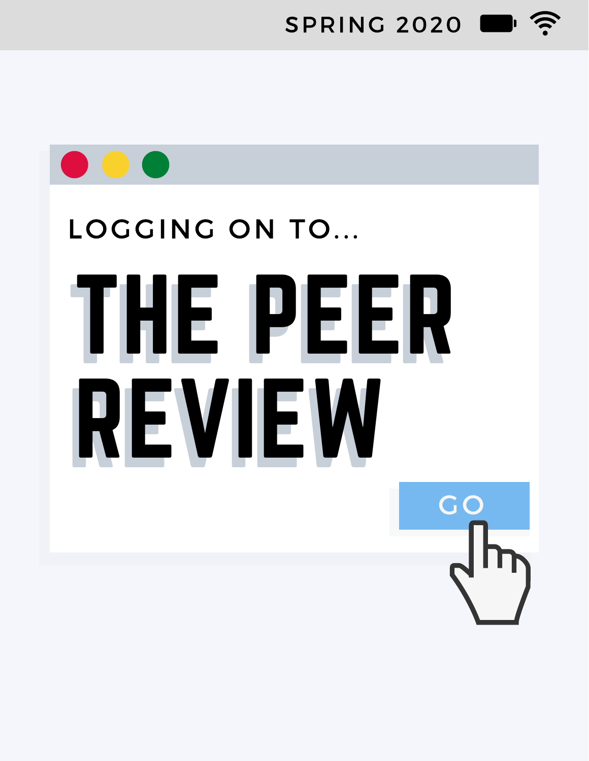SPRING 2020

LOGGING ON TO...

# THE PEER REVIEW

GO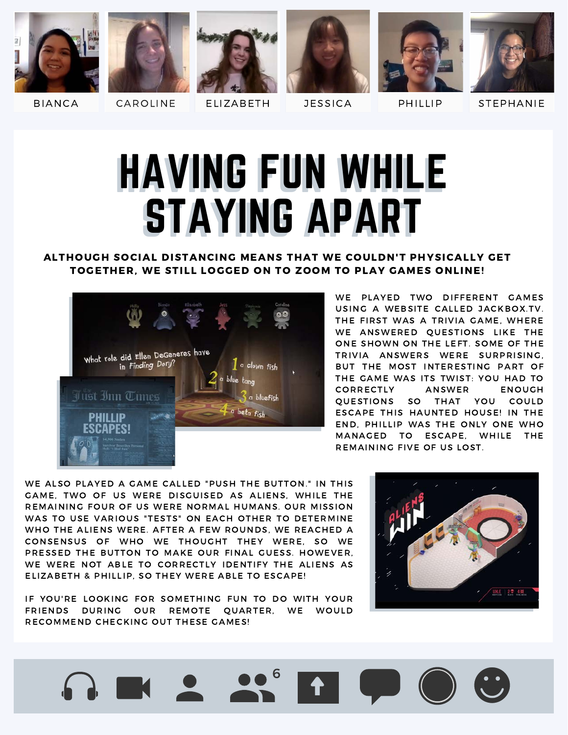BIANCA | CAROLINE | ELIZABETH | JESSICA | PHILLIP | STEPHANIE

# HAVING FUN WHILE STAYING APART

**ALTHOUGH SOCIAL DISTANCING MEANS THAT WE COULDN'T PHYSICALLY GET TOGETHER, WE STILL LOGGED ON TO ZOOM TO PLAY GAMES ONLINE!**

WE PLAYED TWO DIFFERENT GAMES USING A WEBSITE CALLED JACKBOX.TV. THE FIRST WAS A TRIVIA GAME, WHERE WE ANSWERED QUESTIONS LIKE THE ONE SHOWN ON THE LEFT. SOME OF THE TRIVIA ANSWERS WERE SURPRISING, BUT THE MOST INTERESTING PART OF THE GAME WAS ITS TWIST: YOU HAD TO CORRECTLY ANSWER ENOUGH QUESTIONS SO THAT YOU COULD ESCAPE THIS HAUNTED HOUSE! IN THE END, PHILLIP WAS THE ONLY ONE WHO MANAGED TO ESCAPE, WHILE THE REMAINING FIVE OF US LOST.

WE ALSO PLAYED A GAME CALLED "PUSH THE BUTTON." IN THIS GAME, TWO OF US WERE DISGUISED AS ALIENS, WHILE THE REMAINING FOUR OF US WERE NORMAL HUMANS. OUR MISSION WAS TO USE VARIOUS "TESTS" ON EACH OTHER TO DETERMINE WHO THE ALIENS WERE. AFTER A FEW ROUNDS, WE REACHED A CONSENSUS OF WHO WE THOUGHT THEY WERE, SO WE PRESSED THE BUTTON TO MAKE OUR FINAL GUESS. HOWEVER, WE WERE NOT ABLE TO CORRECTLY IDENTIFY THE ALIENS AS ELIZABETH & PHILLIP, SO THEY WERE ABLE TO ESCAPE!

IF YOU'RE LOOKING FOR SOMETHING FUN TO DO WITH YOUR FRIENDS DURING OUR REMOTE QUARTER, WE WOULD RECOMMEND CHECKING OUT THESE GAMES!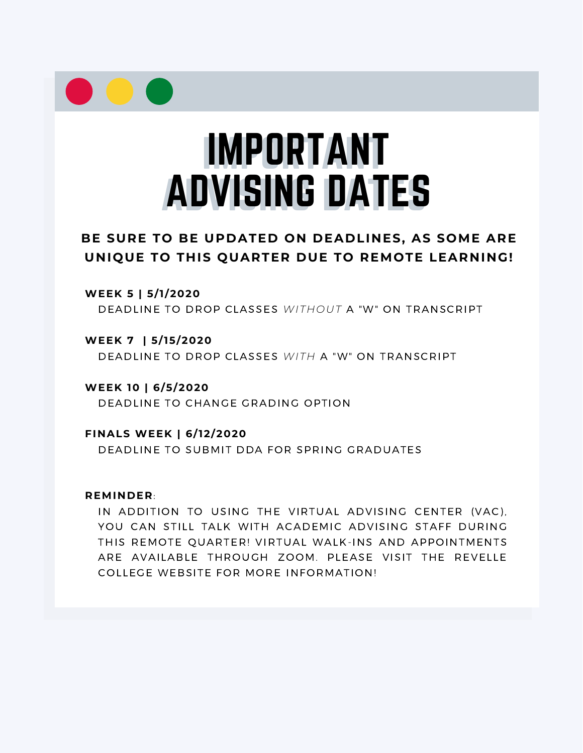# IMPORTANT ADVISING DATES

**BE SURE TO BE UPDATED ON DEADLINES, AS SOME ARE UNIQUE TO THIS QUARTER DUE TO REMOTE LEARNING!**

**WEEK 5 | 5/1/2020**
DEADLINE TO DROP CLASSES *WITHOUT* A "W" ON TRANSCRIPT

**WEEK 7 | 5/15/2020**
DEADLINE TO DROP CLASSES *WITH* A "W" ON TRANSCRIPT

**WEEK 10 | 6/5/2020**
DEADLINE TO CHANGE GRADING OPTION

**FINALS WEEK | 6/12/2020**
DEADLINE TO SUBMIT DDA FOR SPRING GRADUATES

**REMINDER**:
IN ADDITION TO USING THE VIRTUAL ADVISING CENTER (VAC), YOU CAN STILL TALK WITH ACADEMIC ADVISING STAFF DURING THIS REMOTE QUARTER! VIRTUAL WALK-INS AND APPOINTMENTS ARE AVAILABLE THROUGH ZOOM. PLEASE VISIT THE REVELLE COLLEGE WEBSITE FOR MORE INFORMATION!